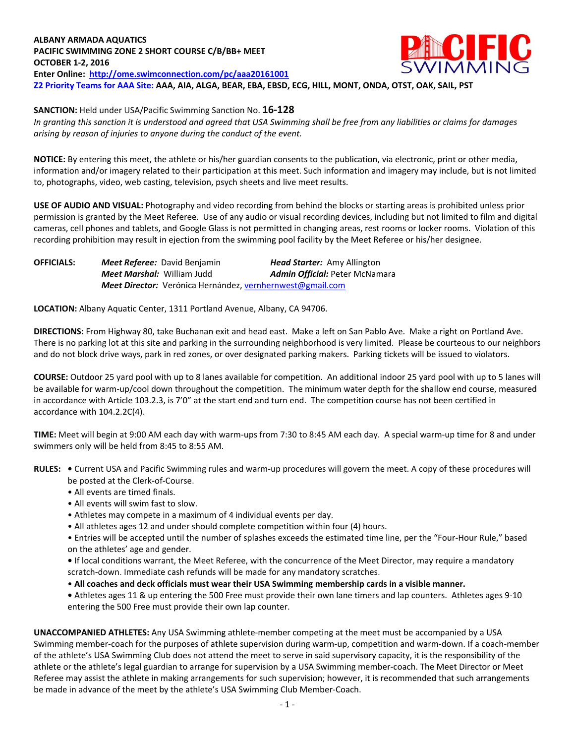**ALBANY ARMADA AQUATICS**
**PACIFIC SWIMMING ZONE 2 SHORT COURSE C/B/BB+ MEET**
**OCTOBER 1-2, 2016**
**Enter Online: http://ome.swimconnection.com/pc/aaa20161001**
**Z2 Priority Teams for AAA Site: AAA, AIA, ALGA, BEAR, EBA, EBSD, ECG, HILL, MONT, ONDA, OTST, OAK, SAIL, PST**

**SANCTION:** Held under USA/Pacific Swimming Sanction No. **16-128**
*In granting this sanction it is understood and agreed that USA Swimming shall be free from any liabilities or claims for damages arising by reason of injuries to anyone during the conduct of the event.*

**NOTICE:** By entering this meet, the athlete or his/her guardian consents to the publication, via electronic, print or other media, information and/or imagery related to their participation at this meet. Such information and imagery may include, but is not limited to, photographs, video, web casting, television, psych sheets and live meet results.

**USE OF AUDIO AND VISUAL:** Photography and video recording from behind the blocks or starting areas is prohibited unless prior permission is granted by the Meet Referee. Use of any audio or visual recording devices, including but not limited to film and digital cameras, cell phones and tablets, and Google Glass is not permitted in changing areas, rest rooms or locker rooms. Violation of this recording prohibition may result in ejection from the swimming pool facility by the Meet Referee or his/her designee.

**OFFICIALS:**
***Meet Referee:*** David Benjamin
***Head Starter:*** Amy Allington
***Meet Marshal:*** William Judd
***Admin Official:*** Peter McNamara
***Meet Director:*** Verónica Hernández, vernhernwest@gmail.com

**LOCATION:** Albany Aquatic Center, 1311 Portland Avenue, Albany, CA 94706.

**DIRECTIONS:** From Highway 80, take Buchanan exit and head east. Make a left on San Pablo Ave. Make a right on Portland Ave. There is no parking lot at this site and parking in the surrounding neighborhood is very limited. Please be courteous to our neighbors and do not block drive ways, park in red zones, or over designated parking makers. Parking tickets will be issued to violators.

**COURSE:** Outdoor 25 yard pool with up to 8 lanes available for competition. An additional indoor 25 yard pool with up to 5 lanes will be available for warm-up/cool down throughout the competition. The minimum water depth for the shallow end course, measured in accordance with Article 103.2.3, is 7'0" at the start end and turn end. The competition course has not been certified in accordance with 104.2.2C(4).

**TIME:** Meet will begin at 9:00 AM each day with warm-ups from 7:30 to 8:45 AM each day. A special warm-up time for 8 and under swimmers only will be held from 8:45 to 8:55 AM.

**RULES:**
- Current USA and Pacific Swimming rules and warm-up procedures will govern the meet. A copy of these procedures will be posted at the Clerk-of-Course.
- All events are timed finals.
- All events will swim fast to slow.
- Athletes may compete in a maximum of 4 individual events per day.
- All athletes ages 12 and under should complete competition within four (4) hours.
- Entries will be accepted until the number of splashes exceeds the estimated time line, per the "Four-Hour Rule," based on the athletes' age and gender.
- If local conditions warrant, the Meet Referee, with the concurrence of the Meet Director, may require a mandatory scratch-down. Immediate cash refunds will be made for any mandatory scratches.
- **All coaches and deck officials must wear their USA Swimming membership cards in a visible manner.**
- Athletes ages 11 & up entering the 500 Free must provide their own lane timers and lap counters. Athletes ages 9-10 entering the 500 Free must provide their own lap counter.

**UNACCOMPANIED ATHLETES:** Any USA Swimming athlete-member competing at the meet must be accompanied by a USA Swimming member-coach for the purposes of athlete supervision during warm-up, competition and warm-down. If a coach-member of the athlete's USA Swimming Club does not attend the meet to serve in said supervisory capacity, it is the responsibility of the athlete or the athlete's legal guardian to arrange for supervision by a USA Swimming member-coach. The Meet Director or Meet Referee may assist the athlete in making arrangements for such supervision; however, it is recommended that such arrangements be made in advance of the meet by the athlete's USA Swimming Club Member-Coach.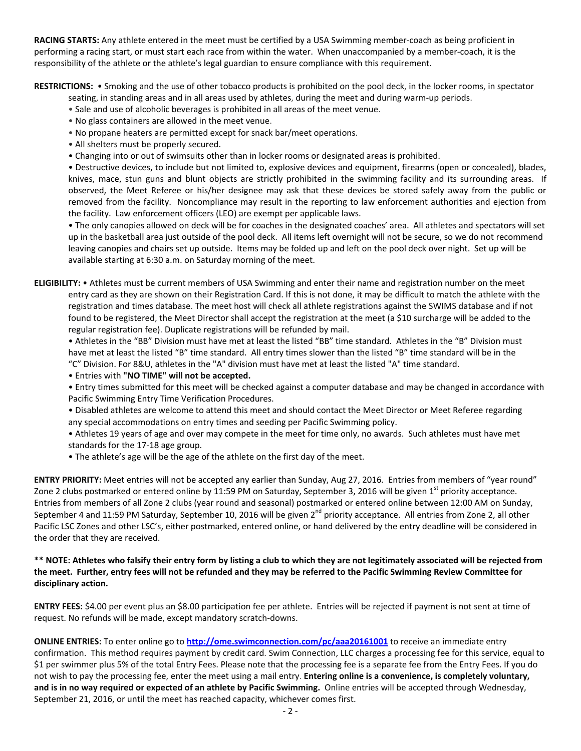**RACING STARTS:** Any athlete entered in the meet must be certified by a USA Swimming member-coach as being proficient in performing a racing start, or must start each race from within the water. When unaccompanied by a member-coach, it is the responsibility of the athlete or the athlete's legal guardian to ensure compliance with this requirement.

**RESTRICTIONS:** • Smoking and the use of other tobacco products is prohibited on the pool deck, in the locker rooms, in spectator seating, in standing areas and in all areas used by athletes, during the meet and during warm-up periods.

• Sale and use of alcoholic beverages is prohibited in all areas of the meet venue.
• No glass containers are allowed in the meet venue.
• No propane heaters are permitted except for snack bar/meet operations.
• All shelters must be properly secured.
• Changing into or out of swimsuits other than in locker rooms or designated areas is prohibited.
• Destructive devices, to include but not limited to, explosive devices and equipment, firearms (open or concealed), blades, knives, mace, stun guns and blunt objects are strictly prohibited in the swimming facility and its surrounding areas. If observed, the Meet Referee or his/her designee may ask that these devices be stored safely away from the public or removed from the facility. Noncompliance may result in the reporting to law enforcement authorities and ejection from the facility. Law enforcement officers (LEO) are exempt per applicable laws.
• The only canopies allowed on deck will be for coaches in the designated coaches' area. All athletes and spectators will set up in the basketball area just outside of the pool deck. All items left overnight will not be secure, so we do not recommend leaving canopies and chairs set up outside. Items may be folded up and left on the pool deck over night. Set up will be available starting at 6:30 a.m. on Saturday morning of the meet.

**ELIGIBILITY:** • Athletes must be current members of USA Swimming and enter their name and registration number on the meet entry card as they are shown on their Registration Card. If this is not done, it may be difficult to match the athlete with the registration and times database. The meet host will check all athlete registrations against the SWIMS database and if not found to be registered, the Meet Director shall accept the registration at the meet (a $10 surcharge will be added to the regular registration fee). Duplicate registrations will be refunded by mail.

• Athletes in the "BB" Division must have met at least the listed "BB" time standard. Athletes in the "B" Division must have met at least the listed "B" time standard. All entry times slower than the listed "B" time standard will be in the "C" Division. For 8&U, athletes in the "A" division must have met at least the listed "A" time standard.
• Entries with **"NO TIME" will not be accepted.**
• Entry times submitted for this meet will be checked against a computer database and may be changed in accordance with Pacific Swimming Entry Time Verification Procedures.
• Disabled athletes are welcome to attend this meet and should contact the Meet Director or Meet Referee regarding any special accommodations on entry times and seeding per Pacific Swimming policy.
• Athletes 19 years of age and over may compete in the meet for time only, no awards. Such athletes must have met standards for the 17-18 age group.
• The athlete's age will be the age of the athlete on the first day of the meet.

**ENTRY PRIORITY:** Meet entries will not be accepted any earlier than Sunday, Aug 27, 2016. Entries from members of "year round" Zone 2 clubs postmarked or entered online by 11:59 PM on Saturday, September 3, 2016 will be given 1st priority acceptance. Entries from members of all Zone 2 clubs (year round and seasonal) postmarked or entered online between 12:00 AM on Sunday, September 4 and 11:59 PM Saturday, September 10, 2016 will be given 2nd priority acceptance. All entries from Zone 2, all other Pacific LSC Zones and other LSC's, either postmarked, entered online, or hand delivered by the entry deadline will be considered in the order that they are received.

**\*\* NOTE: Athletes who falsify their entry form by listing a club to which they are not legitimately associated will be rejected from the meet. Further, entry fees will not be refunded and they may be referred to the Pacific Swimming Review Committee for disciplinary action.**

**ENTRY FEES:** $4.00 per event plus an $8.00 participation fee per athlete. Entries will be rejected if payment is not sent at time of request. No refunds will be made, except mandatory scratch-downs.

**ONLINE ENTRIES:** To enter online go to **http://ome.swimconnection.com/pc/aaa20161001** to receive an immediate entry confirmation. This method requires payment by credit card. Swim Connection, LLC charges a processing fee for this service, equal to $1 per swimmer plus 5% of the total Entry Fees. Please note that the processing fee is a separate fee from the Entry Fees. If you do not wish to pay the processing fee, enter the meet using a mail entry. **Entering online is a convenience, is completely voluntary, and is in no way required or expected of an athlete by Pacific Swimming.** Online entries will be accepted through Wednesday, September 21, 2016, or until the meet has reached capacity, whichever comes first.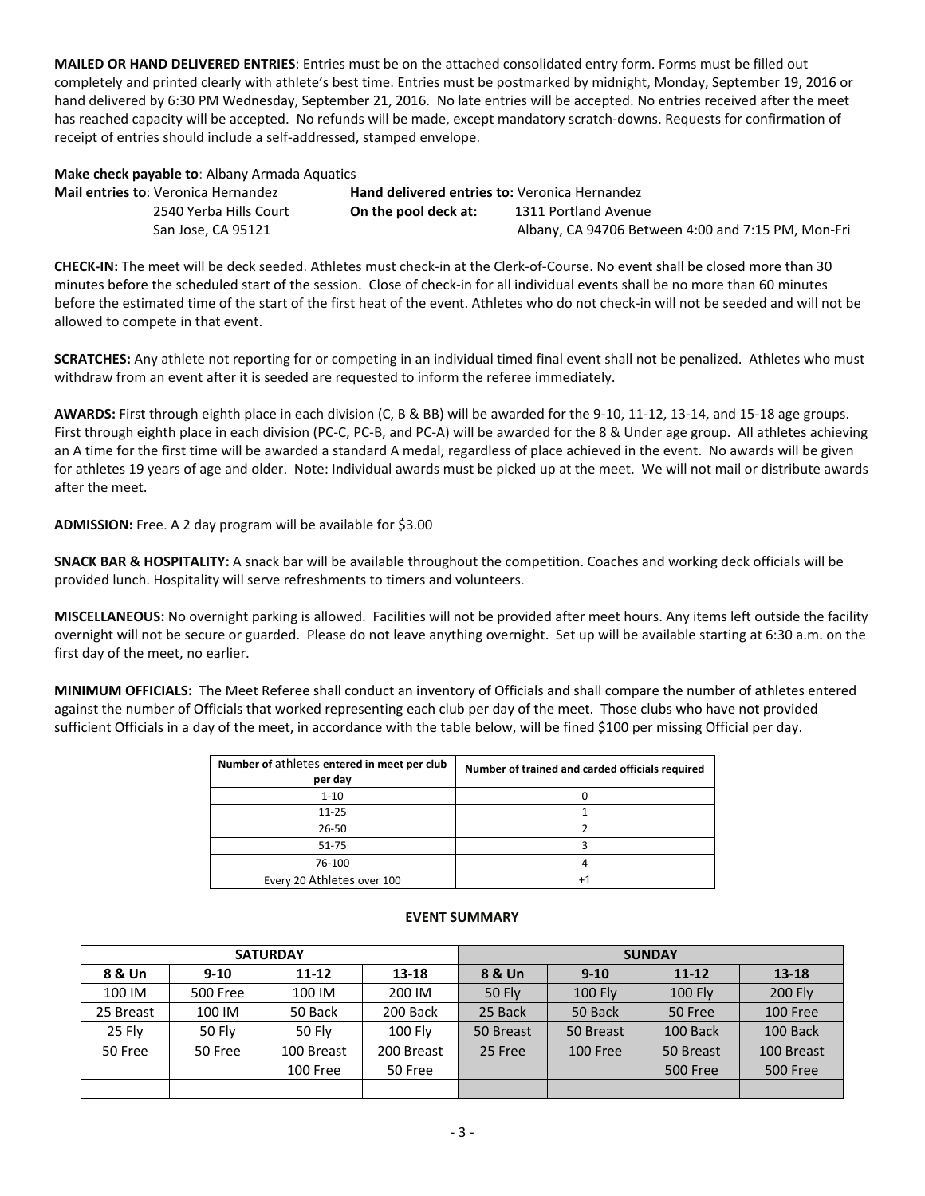**MAILED OR HAND DELIVERED ENTRIES**: Entries must be on the attached consolidated entry form. Forms must be filled out completely and printed clearly with athlete's best time. Entries must be postmarked by midnight, Monday, September 19, 2016 or hand delivered by 6:30 PM Wednesday, September 21, 2016. No late entries will be accepted. No entries received after the meet has reached capacity will be accepted. No refunds will be made, except mandatory scratch-downs. Requests for confirmation of receipt of entries should include a self-addressed, stamped envelope.

**Make check payable to**: Albany Armada Aquatics

**Mail entries to**: Veronica Hernandez
2540 Yerba Hills Court
San Jose, CA 95121

**Hand delivered entries to:** Veronica Hernandez
**On the pool deck at:** 1311 Portland Avenue
Albany, CA 94706 Between 4:00 and 7:15 PM, Mon-Fri

**CHECK-IN:** The meet will be deck seeded. Athletes must check-in at the Clerk-of-Course. No event shall be closed more than 30 minutes before the scheduled start of the session. Close of check-in for all individual events shall be no more than 60 minutes before the estimated time of the start of the first heat of the event. Athletes who do not check-in will not be seeded and will not be allowed to compete in that event.

**SCRATCHES:** Any athlete not reporting for or competing in an individual timed final event shall not be penalized. Athletes who must withdraw from an event after it is seeded are requested to inform the referee immediately.

**AWARDS:** First through eighth place in each division (C, B & BB) will be awarded for the 9-10, 11-12, 13-14, and 15-18 age groups. First through eighth place in each division (PC-C, PC-B, and PC-A) will be awarded for the 8 & Under age group. All athletes achieving an A time for the first time will be awarded a standard A medal, regardless of place achieved in the event. No awards will be given for athletes 19 years of age and older. Note: Individual awards must be picked up at the meet. We will not mail or distribute awards after the meet.

**ADMISSION:** Free. A 2 day program will be available for $3.00

**SNACK BAR & HOSPITALITY:** A snack bar will be available throughout the competition. Coaches and working deck officials will be provided lunch. Hospitality will serve refreshments to timers and volunteers.

**MISCELLANEOUS:** No overnight parking is allowed. Facilities will not be provided after meet hours. Any items left outside the facility overnight will not be secure or guarded. Please do not leave anything overnight. Set up will be available starting at 6:30 a.m. on the first day of the meet, no earlier.

**MINIMUM OFFICIALS:** The Meet Referee shall conduct an inventory of Officials and shall compare the number of athletes entered against the number of Officials that worked representing each club per day of the meet. Those clubs who have not provided sufficient Officials in a day of the meet, in accordance with the table below, will be fined $100 per missing Official per day.

| Number of athletes entered in meet per club per day | Number of trained and carded officials required |
|---|---|
| 1-10 | 0 |
| 11-25 | 1 |
| 26-50 | 2 |
| 51-75 | 3 |
| 76-100 | 4 |
| Every 20 Athletes over 100 | +1 |

**EVENT SUMMARY**

| SATURDAY | | | | SUNDAY | | | |
|---|---|---|---|---|---|---|---|
| 8 & Un | 9-10 | 11-12 | 13-18 | 8 & Un | 9-10 | 11-12 | 13-18 |
| 100 IM | 500 Free | 100 IM | 200 IM | 50 Fly | 100 Fly | 100 Fly | 200 Fly |
| 25 Breast | 100 IM | 50 Back | 200 Back | 25 Back | 50 Back | 50 Free | 100 Free |
| 25 Fly | 50 Fly | 50 Fly | 100 Fly | 50 Breast | 50 Breast | 100 Back | 100 Back |
| 50 Free | 50 Free | 100 Breast | 200 Breast | 25 Free | 100 Free | 50 Breast | 100 Breast |
| | | 100 Free | 50 Free | | | 500 Free | 500 Free |
| | | | | | | | |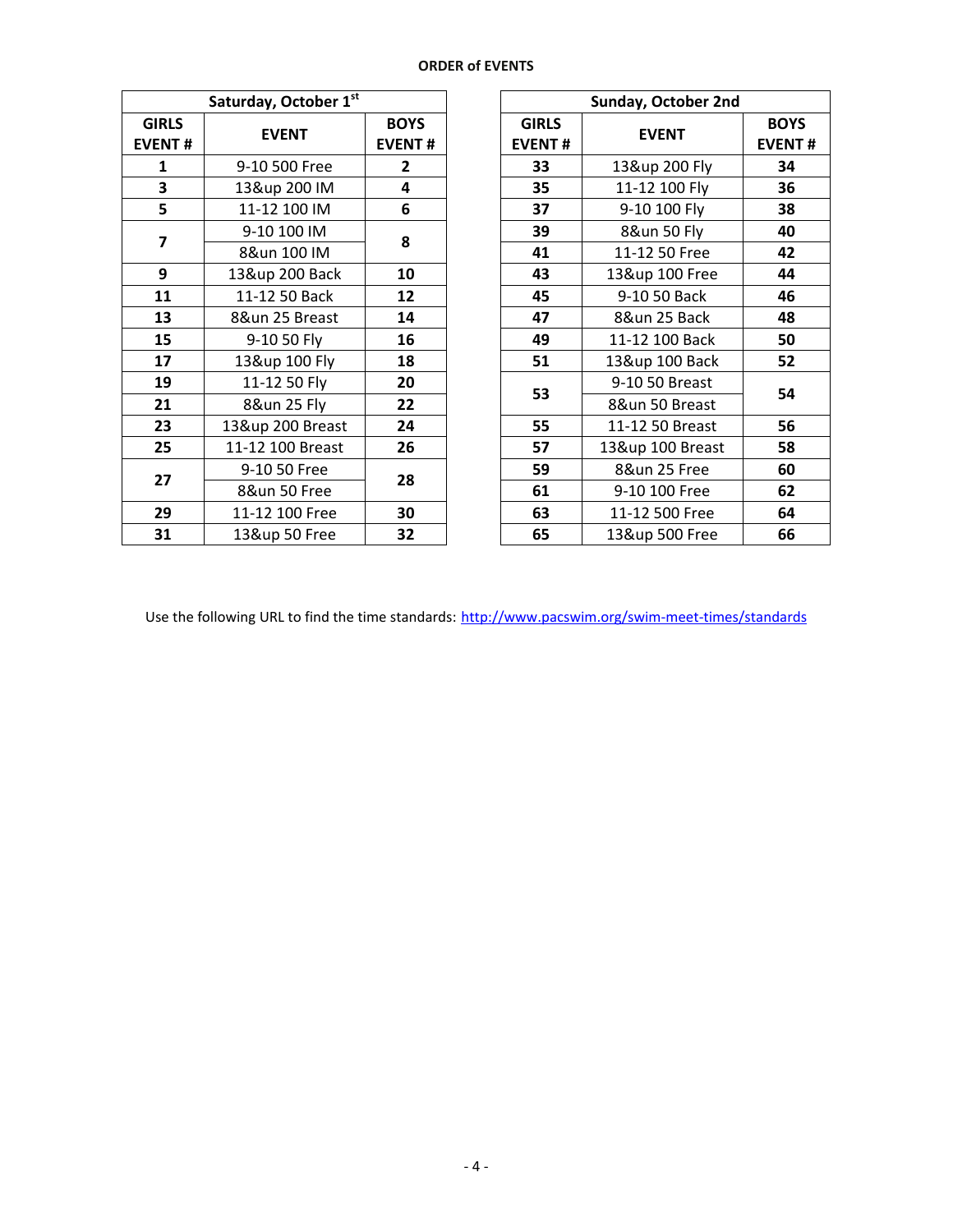**ORDER of EVENTS**

| Saturday, October 1st | | |
|---|---|---|
| GIRLS EVENT # | EVENT | BOYS EVENT # |
| 1 | 9-10 500 Free | 2 |
| 3 | 13&up 200 IM | 4 |
| 5 | 11-12 100 IM | 6 |
| 7 | 9-10 100 IM | 8 |
| | 8&un 100 IM | |
| 9 | 13&up 200 Back | 10 |
| 11 | 11-12 50 Back | 12 |
| 13 | 8&un 25 Breast | 14 |
| 15 | 9-10 50 Fly | 16 |
| 17 | 13&up 100 Fly | 18 |
| 19 | 11-12 50 Fly | 20 |
| 21 | 8&un 25 Fly | 22 |
| 23 | 13&up 200 Breast | 24 |
| 25 | 11-12 100 Breast | 26 |
| 27 | 9-10 50 Free | 28 |
| | 8&un 50 Free | |
| 29 | 11-12 100 Free | 30 |
| 31 | 13&up 50 Free | 32 |

| Sunday, October 2nd | | |
|---|---|---|
| GIRLS EVENT # | EVENT | BOYS EVENT # |
| 33 | 13&up 200 Fly | 34 |
| 35 | 11-12 100 Fly | 36 |
| 37 | 9-10 100 Fly | 38 |
| 39 | 8&un 50 Fly | 40 |
| 41 | 11-12 50 Free | 42 |
| 43 | 13&up 100 Free | 44 |
| 45 | 9-10 50 Back | 46 |
| 47 | 8&un 25 Back | 48 |
| 49 | 11-12 100 Back | 50 |
| 51 | 13&up 100 Back | 52 |
| 53 | 9-10 50 Breast | 54 |
| | 8&un 50 Breast | |
| 55 | 11-12 50 Breast | 56 |
| 57 | 13&up 100 Breast | 58 |
| 59 | 8&un 25 Free | 60 |
| 61 | 9-10 100 Free | 62 |
| 63 | 11-12 500 Free | 64 |
| 65 | 13&up 500 Free | 66 |

Use the following URL to find the time standards: http://www.pacswim.org/swim-meet-times/standards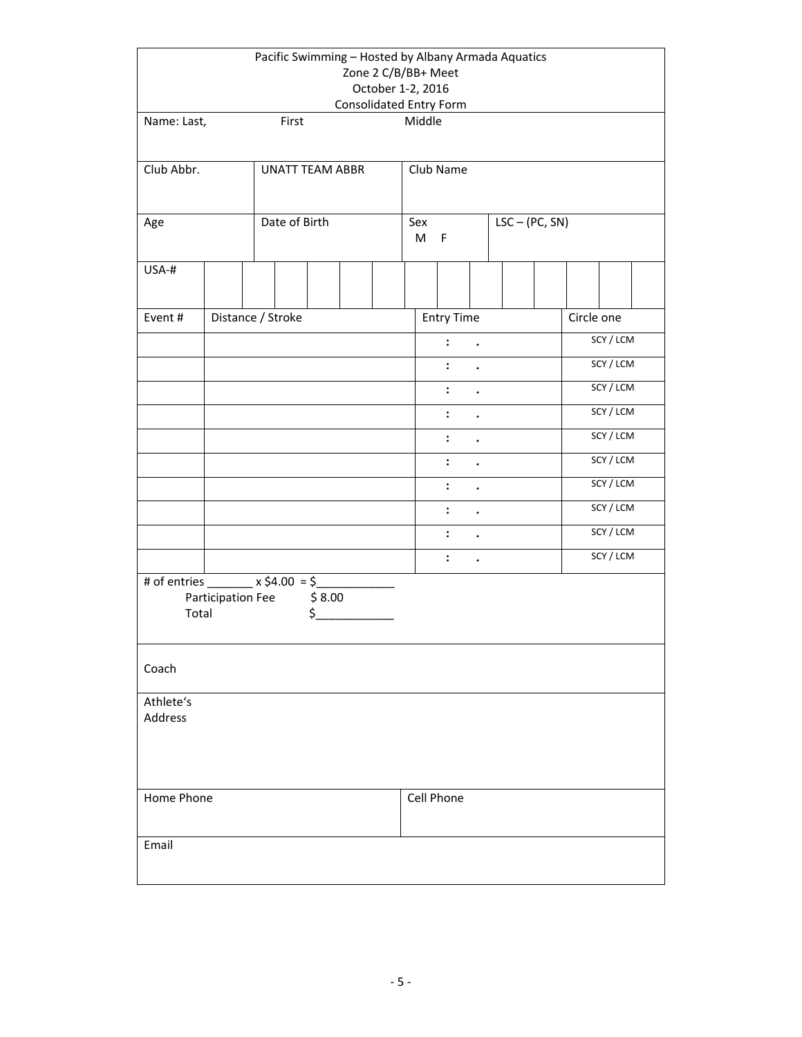Pacific Swimming – Hosted by Albany Armada Aquatics
Zone 2 C/B/BB+ Meet
October 1-2, 2016
Consolidated Entry Form

| | | | | |
|---|---|---|---|---|
| Name: Last, | First | | Middle | |
| Club Abbr. | UNATT TEAM ABBR | Club Name | | |
| Age | Date of Birth | Sex M F | LSC – (PC, SN) | |
| USA-# | | | | |

| Event # | Distance / Stroke | Entry Time | Circle one |
|---|---|---|---|
| | | : . | SCY / LCM |
| | | : . | SCY / LCM |
| | | : . | SCY / LCM |
| | | : . | SCY / LCM |
| | | : . | SCY / LCM |
| | | : . | SCY / LCM |
| | | : . | SCY / LCM |
| | | : . | SCY / LCM |
| | | : . | SCY / LCM |
| | | : . | SCY / LCM |

# of entries _______ x $4.00 = $____________
Participation Fee $ 8.00
Total $____________

| | |
|---|---|
| Coach | |
| Athlete's Address | |
| Home Phone | Cell Phone |
| Email | |